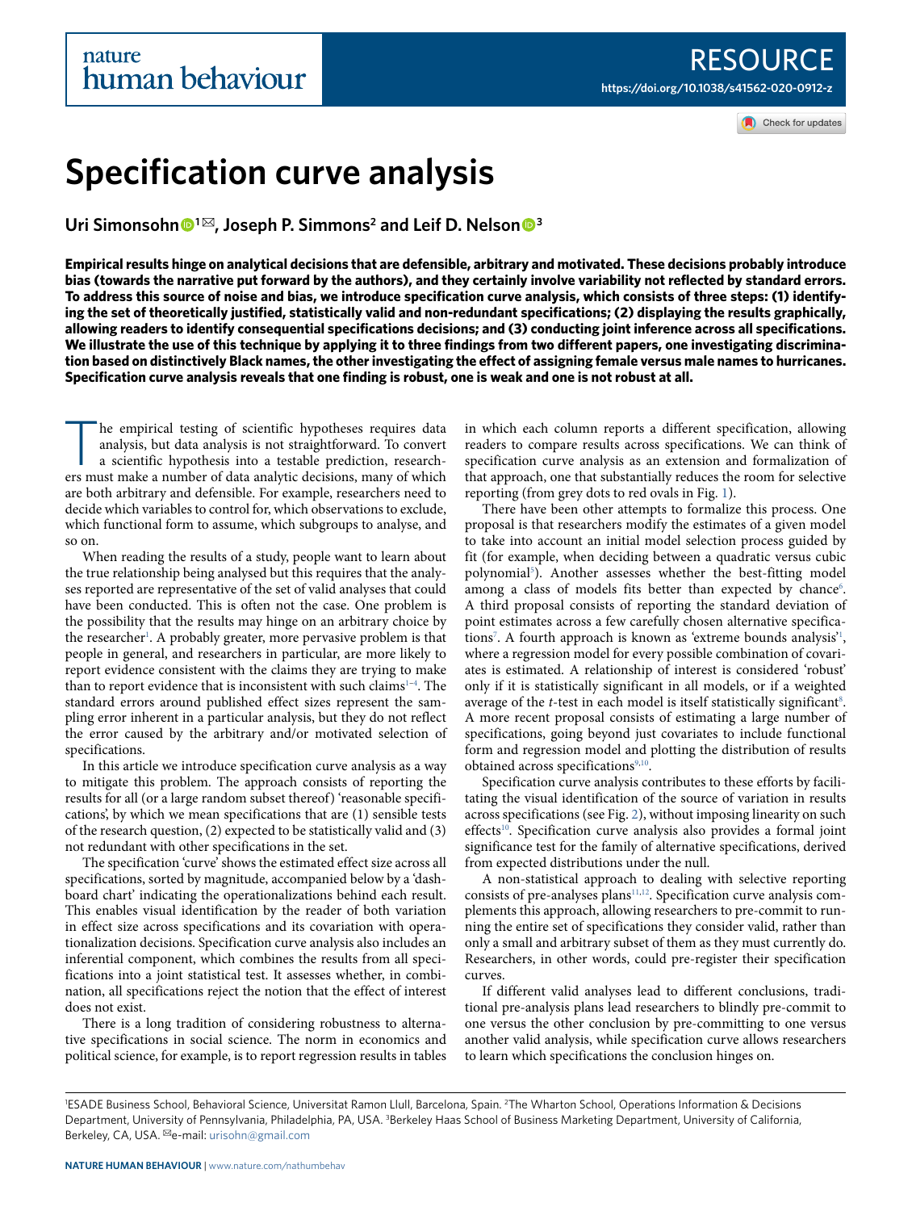RESOURCE

https://doi.org/10.1038/s41562-020-0912-z

# Specification curve analysis

**Uri Simonsohn[1]✉, Joseph P. Simmons[2] and Leif D. Nelson[3]**

**Empirical results hinge on analytical decisions that are defensible, arbitrary and motivated. These decisions probably introduce bias (towards the narrative put forward by the authors), and they certainly involve variability not reflected by standard errors. To address this source of noise and bias, we introduce specification curve analysis, which consists of three steps: (1) identifying the set of theoretically justified, statistically valid and non-redundant specifications; (2) displaying the results graphically, allowing readers to identify consequential specifications decisions; and (3) conducting joint inference across all specifications. We illustrate the use of this technique by applying it to three findings from two different papers, one investigating discrimination based on distinctively Black names, the other investigating the effect of assigning female versus male names to hurricanes. Specification curve analysis reveals that one finding is robust, one is weak and one is not robust at all.**

The empirical testing of scientific hypotheses requires data analysis, but data analysis is not straightforward. To convert a scientific hypothesis into a testable prediction, researchers must make a number of data analytic decisions, many of which are both arbitrary and defensible. For example, researchers need to decide which variables to control for, which observations to exclude, which functional form to assume, which subgroups to analyse, and so on.

When reading the results of a study, people want to learn about the true relationship being analysed but this requires that the analyses reported are representative of the set of valid analyses that could have been conducted. This is often not the case. One problem is the possibility that the results may hinge on an arbitrary choice by the researcher[1]. A probably greater, more pervasive problem is that people in general, and researchers in particular, are more likely to report evidence consistent with the claims they are trying to make than to report evidence that is inconsistent with such claims[1–4]. The standard errors around published effect sizes represent the sampling error inherent in a particular analysis, but they do not reflect the error caused by the arbitrary and/or motivated selection of specifications.

In this article we introduce specification curve analysis as a way to mitigate this problem. The approach consists of reporting the results for all (or a large random subset thereof) 'reasonable specifications', by which we mean specifications that are (1) sensible tests of the research question, (2) expected to be statistically valid and (3) not redundant with other specifications in the set.

The specification 'curve' shows the estimated effect size across all specifications, sorted by magnitude, accompanied below by a 'dashboard chart' indicating the operationalizations behind each result. This enables visual identification by the reader of both variation in effect size across specifications and its covariation with operationalization decisions. Specification curve analysis also includes an inferential component, which combines the results from all specifications into a joint statistical test. It assesses whether, in combination, all specifications reject the notion that the effect of interest does not exist.

There is a long tradition of considering robustness to alternative specifications in social science. The norm in economics and political science, for example, is to report regression results in tables in which each column reports a different specification, allowing readers to compare results across specifications. We can think of specification curve analysis as an extension and formalization of that approach, one that substantially reduces the room for selective reporting (from grey dots to red ovals in Fig. 1).

There have been other attempts to formalize this process. One proposal is that researchers modify the estimates of a given model to take into account an initial model selection process guided by fit (for example, when deciding between a quadratic versus cubic polynomial[5]). Another assesses whether the best-fitting model among a class of models fits better than expected by chance[6]. A third proposal consists of reporting the standard deviation of point estimates across a few carefully chosen alternative specifications[7]. A fourth approach is known as 'extreme bounds analysis'[1], where a regression model for every possible combination of covariates is estimated. A relationship of interest is considered 'robust' only if it is statistically significant in all models, or if a weighted average of the *t*-test in each model is itself statistically significant[8]. A more recent proposal consists of estimating a large number of specifications, going beyond just covariates to include functional form and regression model and plotting the distribution of results obtained across specifications[9,10].

Specification curve analysis contributes to these efforts by facilitating the visual identification of the source of variation in results across specifications (see Fig. 2), without imposing linearity on such effects[10]. Specification curve analysis also provides a formal joint significance test for the family of alternative specifications, derived from expected distributions under the null.

A non-statistical approach to dealing with selective reporting consists of pre-analyses plans[11,12]. Specification curve analysis complements this approach, allowing researchers to pre-commit to running the entire set of specifications they consider valid, rather than only a small and arbitrary subset of them as they must currently do. Researchers, in other words, could pre-register their specification curves.

If different valid analyses lead to different conclusions, traditional pre-analysis plans lead researchers to blindly pre-commit to one versus the other conclusion by pre-committing to one versus another valid analysis, while specification curve allows researchers to learn which specifications the conclusion hinges on.

[1]ESADE Business School, Behavioral Science, Universitat Ramon Llull, Barcelona, Spain. [2]The Wharton School, Operations Information & Decisions Department, University of Pennsylvania, Philadelphia, PA, USA. [3]Berkeley Haas School of Business Marketing Department, University of California, Berkeley, CA, USA. ✉e-mail: urisohn@gmail.com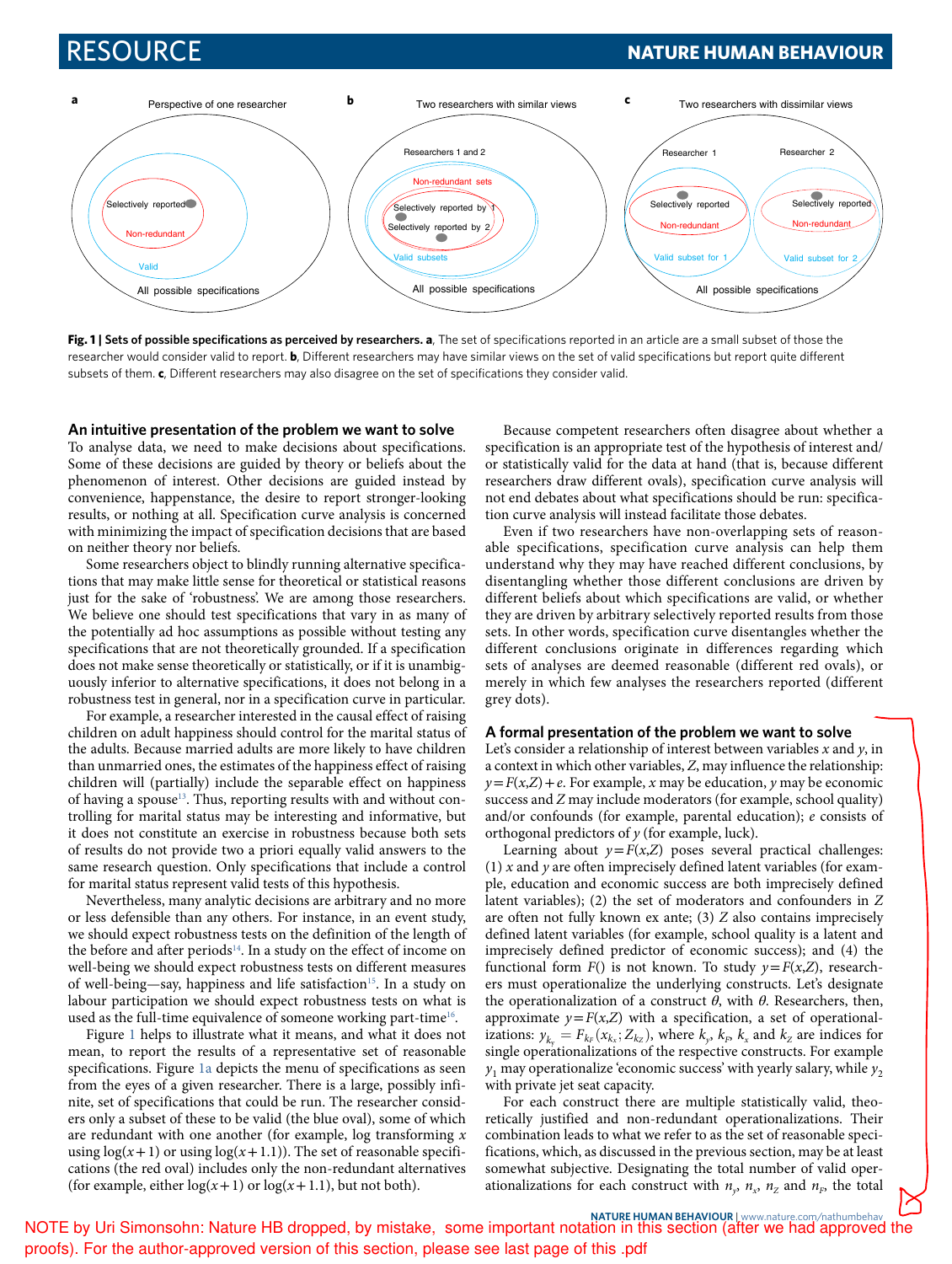Fig. 1 | Sets of possible specifications as perceived by researchers. a, The set of specifications reported in an article are a small subset of those the researcher would consider valid to report. b, Different researchers may have similar views on the set of valid specifications but report quite different subsets of them. c, Different researchers may also disagree on the set of specifications they consider valid.

## An intuitive presentation of the problem we want to solve

To analyse data, we need to make decisions about specifications. Some of these decisions are guided by theory or beliefs about the phenomenon of interest. Other decisions are guided instead by convenience, happenstance, the desire to report stronger-looking results, or nothing at all. Specification curve analysis is concerned with minimizing the impact of specification decisions that are based on neither theory nor beliefs.

Some researchers object to blindly running alternative specifications that may make little sense for theoretical or statistical reasons just for the sake of 'robustness'. We are among those researchers. We believe one should test specifications that vary in as many of the potentially ad hoc assumptions as possible without testing any specifications that are not theoretically grounded. If a specification does not make sense theoretically or statistically, or if it is unambiguously inferior to alternative specifications, it does not belong in a robustness test in general, nor in a specification curve in particular.

For example, a researcher interested in the causal effect of raising children on adult happiness should control for the marital status of the adults. Because married adults are more likely to have children than unmarried ones, the estimates of the happiness effect of raising children will (partially) include the separable effect on happiness of having a spouse[13]. Thus, reporting results with and without controlling for marital status may be interesting and informative, but it does not constitute an exercise in robustness because both sets of results do not provide two a priori equally valid answers to the same research question. Only specifications that include a control for marital status represent valid tests of this hypothesis.

Nevertheless, many analytic decisions are arbitrary and no more or less defensible than any others. For instance, in an event study, we should expect robustness tests on the definition of the length of the before and after periods[14]. In a study on the effect of income on well-being we should expect robustness tests on different measures of well-being—say, happiness and life satisfaction[15]. In a study on labour participation we should expect robustness tests on what is used as the full-time equivalence of someone working part-time[16].

Figure 1 helps to illustrate what it means, and what it does not mean, to report the results of a representative set of reasonable specifications. Figure 1a depicts the menu of specifications as seen from the eyes of a given researcher. There is a large, possibly infinite, set of specifications that could be run. The researcher considers only a subset of these to be valid (the blue oval), some of which are redundant with one another (for example, log transforming $x$ using $\log(x+1)$ or using $\log(x+1.1)$). The set of reasonable specifications (the red oval) includes only the non-redundant alternatives (for example, either $\log(x+1)$ or $\log(x+1.1)$, but not both).

Because competent researchers often disagree about whether a specification is an appropriate test of the hypothesis of interest and/or statistically valid for the data at hand (that is, because different researchers draw different ovals), specification curve analysis will not end debates about what specifications should be run: specification curve analysis will instead facilitate those debates.

Even if two researchers have non-overlapping sets of reasonable specifications, specification curve analysis can help them understand why they may have reached different conclusions, by disentangling whether those different conclusions are driven by different beliefs about which specifications are valid, or whether they are driven by arbitrary selectively reported results from those sets. In other words, specification curve disentangles whether the different conclusions originate in differences regarding which sets of analyses are deemed reasonable (different red ovals), or merely in which few analyses the researchers reported (different grey dots).

## A formal presentation of the problem we want to solve

Let's consider a relationship of interest between variables $x$ and $y$, in a context in which other variables, $Z$, may influence the relationship: $y=F(x,Z)+e$. For example, $x$ may be education, $y$ may be economic success and $Z$ may include moderators (for example, school quality) and/or confounds (for example, parental education); $e$ consists of orthogonal predictors of $y$ (for example, luck).

Learning about $y=F(x,Z)$ poses several practical challenges: (1) $x$ and $y$ are often imprecisely defined latent variables (for example, education and economic success are both imprecisely defined latent variables); (2) the set of moderators and confounders in $Z$ are often not fully known ex ante; (3) $Z$ also contains imprecisely defined latent variables (for example, school quality is a latent and imprecisely defined predictor of economic success); and (4) the functional form $F()$ is not known. To study $y=F(x,Z)$, researchers must operationalize the underlying constructs. Let's designate the operationalization of a construct $\theta$, with $\theta$. Researchers, then, approximate $y=F(x,Z)$ with a specification, a set of operationalizations: $y_{k_y}=F_{k_F}(x_{k_x};Z_{k_Z})$, where $k_y$, $k_F$, $k_x$ and $k_Z$ are indices for single operationalizations of the respective constructs. For example $y_1$ may operationalize 'economic success' with yearly salary, while $y_2$ with private jet seat capacity.

For each construct there are multiple statistically valid, theoretically justified and non-redundant operationalizations. Their combination leads to what we refer to as the set of reasonable specifications, which, as discussed in the previous section, may be at least somewhat subjective. Designating the total number of valid operationalizations for each construct with $n_y$, $n_x$, $n_Z$ and $n_F$, the total

NOTE by Uri Simonsohn: Nature HB dropped, by mistake, some important notation in this section (after we had approved the proofs). For the author-approved version of this section, please see last page of this .pdf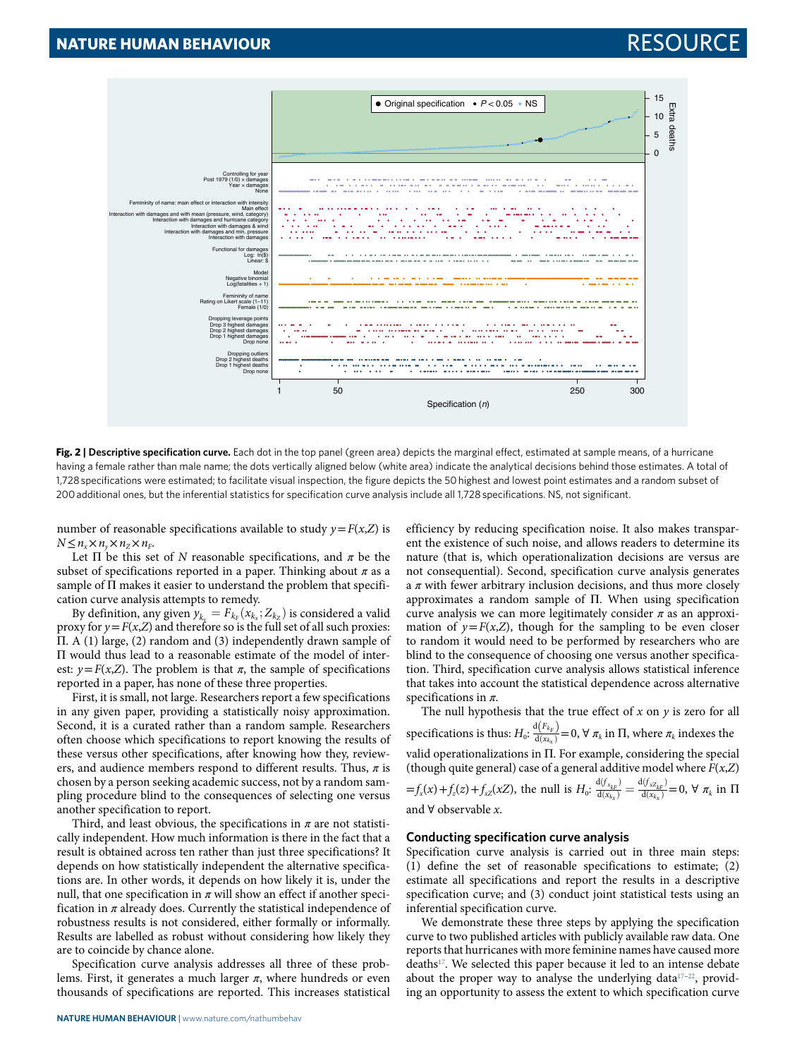**Fig. 2 | Descriptive specification curve.** Each dot in the top panel (green area) depicts the marginal effect, estimated at sample means, of a hurricane having a female rather than male name; the dots vertically aligned below (white area) indicate the analytical decisions behind those estimates. A total of 1,728 specifications were estimated; to facilitate visual inspection, the figure depicts the 50 highest and lowest point estimates and a random subset of 200 additional ones, but the inferential statistics for specification curve analysis include all 1,728 specifications. NS, not significant.

number of reasonable specifications available to study $y = F(x,Z)$ is $N \le n_x \times n_y \times n_Z \times n_F$.

Let $\Pi$ be this set of $N$ reasonable specifications, and $\pi$ be the subset of specifications reported in a paper. Thinking about $\pi$ as a sample of $\Pi$ makes it easier to understand the problem that specification curve analysis attempts to remedy.

By definition, any given $y_{k_y} = F_{k_F}(x_{k_x}; Z_{k_Z})$ is considered a valid proxy for $y = F(x,Z)$ and therefore so is the full set of all such proxies: $\Pi$. A (1) large, (2) random and (3) independently drawn sample of $\Pi$ would thus lead to a reasonable estimate of the model of interest: $y = F(x,Z)$. The problem is that $\pi$, the sample of specifications reported in a paper, has none of these three properties.

First, it is small, not large. Researchers report a few specifications in any given paper, providing a statistically noisy approximation. Second, it is a curated rather than a random sample. Researchers often choose which specifications to report knowing the results of these versus other specifications, after knowing how they, reviewers, and audience members respond to different results. Thus, $\pi$ is chosen by a person seeking academic success, not by a random sampling procedure blind to the consequences of selecting one versus another specification to report.

Third, and least obvious, the specifications in $\pi$ are not statistically independent. How much information is there in the fact that a result is obtained across ten rather than just three specifications? It depends on how statistically independent the alternative specifications are. In other words, it depends on how likely it is, under the null, that one specification in $\pi$ will show an effect if another specification in $\pi$ already does. Currently the statistical independence of robustness results is not considered, either formally or informally. Results are labelled as robust without considering how likely they are to coincide by chance alone.

Specification curve analysis addresses all three of these problems. First, it generates a much larger $\pi$, where hundreds or even thousands of specifications are reported. This increases statistical efficiency by reducing specification noise. It also makes transparent the existence of such noise, and allows readers to determine its nature (that is, which operationalization decisions are versus are not consequential). Second, specification curve analysis generates a $\pi$ with fewer arbitrary inclusion decisions, and thus more closely approximates a random sample of $\Pi$. When using specification curve analysis we can more legitimately consider $\pi$ as an approximation of $y = F(x,Z)$, though for the sampling to be even closer to random it would need to be performed by researchers who are blind to the consequence of choosing one versus another specification. Third, specification curve analysis allows statistical inference that takes into account the statistical dependence across alternative specifications in $\pi$.

The null hypothesis that the true effect of $x$ on $y$ is zero for all specifications is thus: $H_0$: $\frac{\mathrm{d}(F_{k_F})}{\mathrm{d}(x_{k_x})} = 0$, $\forall\ \pi_k$ in $\Pi$, where $\pi_k$ indexes the valid operationalizations in $\Pi$. For example, considering the special (though quite general) case of a general additive model where $F(x,Z) = f_x(x) + f_z(z) + f_{xZ}(xZ)$, the null is $H_0$: $\frac{\mathrm{d}(f_{x_{kF}})}{\mathrm{d}(x_{k_x})} = \frac{\mathrm{d}(f_{xZ_{kF}})}{\mathrm{d}(x_{k_x})} = 0$, $\forall\ \pi_k$ in $\Pi$ and $\forall$ observable $x$.

## Conducting specification curve analysis

Specification curve analysis is carried out in three main steps: (1) define the set of reasonable specifications to estimate; (2) estimate all specifications and report the results in a descriptive specification curve; and (3) conduct joint statistical tests using an inferential specification curve.

We demonstrate these three steps by applying the specification curve to two published articles with publicly available raw data. One reports that hurricanes with more feminine names have caused more deaths[17]. We selected this paper because it led to an intense debate about the proper way to analyse the underlying data[17–22], providing an opportunity to assess the extent to which specification curve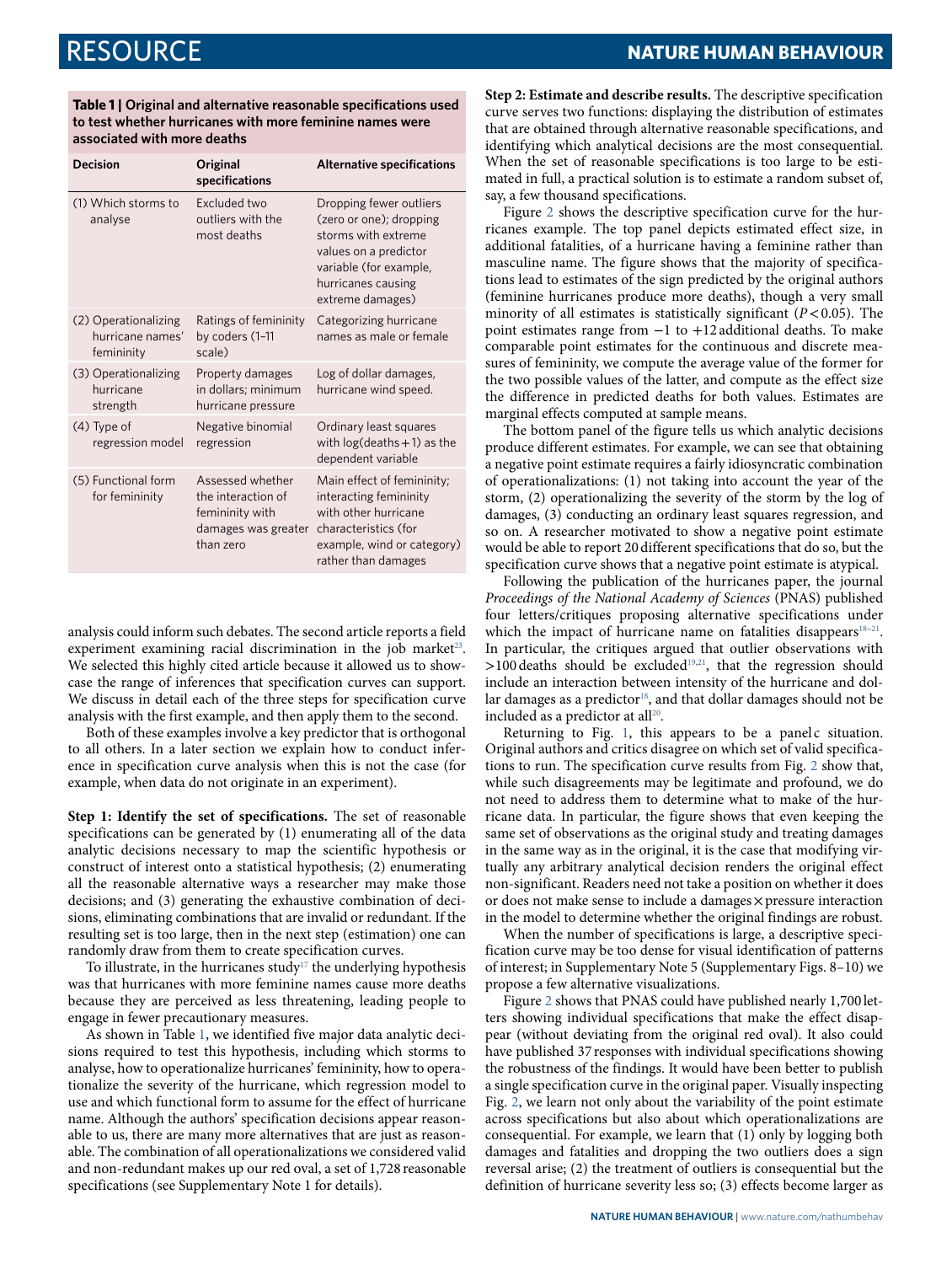**Table 1 | Original and alternative reasonable specifications used to test whether hurricanes with more feminine names were associated with more deaths**

| Decision | Original specifications | Alternative specifications |
|---|---|---|
| (1) Which storms to analyse | Excluded two outliers with the most deaths | Dropping fewer outliers (zero or one); dropping storms with extreme values on a predictor variable (for example, hurricanes causing extreme damages) |
| (2) Operationalizing hurricane names' femininity | Ratings of femininity by coders (1–11 scale) | Categorizing hurricane names as male or female |
| (3) Operationalizing hurricane strength | Property damages in dollars; minimum hurricane pressure | Log of dollar damages, hurricane wind speed. |
| (4) Type of regression model | Negative binomial regression | Ordinary least squares with log(deaths + 1) as the dependent variable |
| (5) Functional form for femininity | Assessed whether the interaction of femininity with damages was greater than zero | Main effect of femininity; interacting femininity with other hurricane characteristics (for example, wind or category) rather than damages |

analysis could inform such debates. The second article reports a field experiment examining racial discrimination in the job market[23]. We selected this highly cited article because it allowed us to showcase the range of inferences that specification curves can support. We discuss in detail each of the three steps for specification curve analysis with the first example, and then apply them to the second.

Both of these examples involve a key predictor that is orthogonal to all others. In a later section we explain how to conduct inference in specification curve analysis when this is not the case (for example, when data do not originate in an experiment).

**Step 1: Identify the set of specifications.** The set of reasonable specifications can be generated by (1) enumerating all of the data analytic decisions necessary to map the scientific hypothesis or construct of interest onto a statistical hypothesis; (2) enumerating all the reasonable alternative ways a researcher may make those decisions; and (3) generating the exhaustive combination of decisions, eliminating combinations that are invalid or redundant. If the resulting set is too large, then in the next step (estimation) one can randomly draw from them to create specification curves.

To illustrate, in the hurricanes study[17] the underlying hypothesis was that hurricanes with more feminine names cause more deaths because they are perceived as less threatening, leading people to engage in fewer precautionary measures.

As shown in Table 1, we identified five major data analytic decisions required to test this hypothesis, including which storms to analyse, how to operationalize hurricanes' femininity, how to operationalize the severity of the hurricane, which regression model to use and which functional form to assume for the effect of hurricane name. Although the authors' specification decisions appear reasonable to us, there are many more alternatives that are just as reasonable. The combination of all operationalizations we considered valid and non-redundant makes up our red oval, a set of 1,728 reasonable specifications (see Supplementary Note 1 for details).

**Step 2: Estimate and describe results.** The descriptive specification curve serves two functions: displaying the distribution of estimates that are obtained through alternative reasonable specifications, and identifying which analytical decisions are the most consequential. When the set of reasonable specifications is too large to be estimated in full, a practical solution is to estimate a random subset of, say, a few thousand specifications.

Figure 2 shows the descriptive specification curve for the hurricanes example. The top panel depicts estimated effect size, in additional fatalities, of a hurricane having a feminine rather than masculine name. The figure shows that the majority of specifications lead to estimates of the sign predicted by the original authors (feminine hurricanes produce more deaths), though a very small minority of all estimates is statistically significant ($P < 0.05$). The point estimates range from −1 to +12 additional deaths. To make comparable point estimates for the continuous and discrete measures of femininity, we compute the average value of the former for the two possible values of the latter, and compute as the effect size the difference in predicted deaths for both values. Estimates are marginal effects computed at sample means.

The bottom panel of the figure tells us which analytic decisions produce different estimates. For example, we can see that obtaining a negative point estimate requires a fairly idiosyncratic combination of operationalizations: (1) not taking into account the year of the storm, (2) operationalizing the severity of the storm by the log of damages, (3) conducting an ordinary least squares regression, and so on. A researcher motivated to show a negative point estimate would be able to report 20 different specifications that do so, but the specification curve shows that a negative point estimate is atypical.

Following the publication of the hurricanes paper, the journal *Proceedings of the National Academy of Sciences* (PNAS) published four letters/critiques proposing alternative specifications under which the impact of hurricane name on fatalities disappears[18–21]. In particular, the critiques argued that outlier observations with >100 deaths should be excluded[19,21], that the regression should include an interaction between intensity of the hurricane and dollar damages as a predictor[18], and that dollar damages should not be included as a predictor at all[20].

Returning to Fig. 1, this appears to be a panel c situation. Original authors and critics disagree on which set of valid specifications to run. The specification curve results from Fig. 2 show that, while such disagreements may be legitimate and profound, we do not need to address them to determine what to make of the hurricane data. In particular, the figure shows that even keeping the same set of observations as the original study and treating damages in the same way as in the original, it is the case that modifying virtually any arbitrary analytical decision renders the original effect non-significant. Readers need not take a position on whether it does or does not make sense to include a damages × pressure interaction in the model to determine whether the original findings are robust.

When the number of specifications is large, a descriptive specification curve may be too dense for visual identification of patterns of interest; in Supplementary Note 5 (Supplementary Figs. 8–10) we propose a few alternative visualizations.

Figure 2 shows that PNAS could have published nearly 1,700 letters showing individual specifications that make the effect disappear (without deviating from the original red oval). It also could have published 37 responses with individual specifications showing the robustness of the findings. It would have been better to publish a single specification curve in the original paper. Visually inspecting Fig. 2, we learn not only about the variability of the point estimate across specifications but also about which operationalizations are consequential. For example, we learn that (1) only by logging both damages and fatalities and dropping the two outliers does a sign reversal arise; (2) the treatment of outliers is consequential but the definition of hurricane severity less so; (3) effects become larger as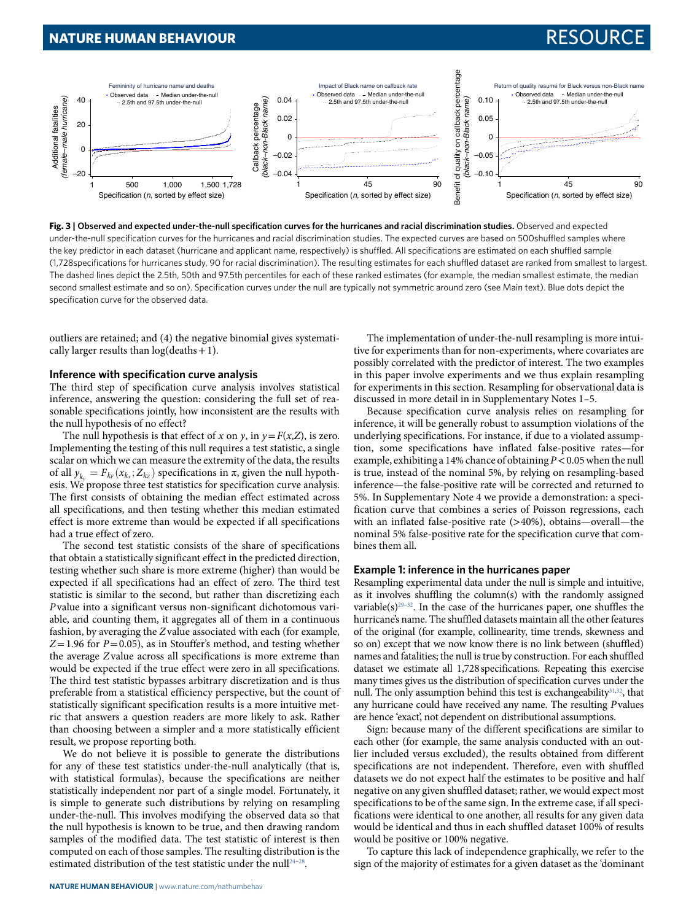**Fig. 3 | Observed and expected under-the-null specification curves for the hurricanes and racial discrimination studies.** Observed and expected under-the-null specification curves for the hurricanes and racial discrimination studies. The expected curves are based on 500shuffled samples where the key predictor in each dataset (hurricane and applicant name, respectively) is shuffled. All specifications are estimated on each shuffled sample (1,728specifications for hurricanes study, 90 for racial discrimination). The resulting estimates for each shuffled dataset are ranked from smallest to largest. The dashed lines depict the 2.5th, 50th and 97.5th percentiles for each of these ranked estimates (for example, the median smallest estimate, the median second smallest estimate and so on). Specification curves under the null are typically not symmetric around zero (see Main text). Blue dots depict the specification curve for the observed data.

outliers are retained; and (4) the negative binomial gives systematically larger results than log(deaths + 1).

### Inference with specification curve analysis

The third step of specification curve analysis involves statistical inference, answering the question: considering the full set of reasonable specifications jointly, how inconsistent are the results with the null hypothesis of no effect?

The null hypothesis is that effect of $x$ on $y$, in $y = F(x,Z)$, is zero. Implementing the testing of this null requires a test statistic, a single scalar on which we can measure the extremity of the data, the results of all $y_{k_y} = F_{k_F}(x_{k_x}; Z_{k_Z})$ specifications in $\pi$, given the null hypothesis. We propose three test statistics for specification curve analysis. The first consists of obtaining the median effect estimated across all specifications, and then testing whether this median estimated effect is more extreme than would be expected if all specifications had a true effect of zero.

The second test statistic consists of the share of specifications that obtain a statistically significant effect in the predicted direction, testing whether such share is more extreme (higher) than would be expected if all specifications had an effect of zero. The third test statistic is similar to the second, but rather than discretizing each $P$ value into a significant versus non-significant dichotomous variable, and counting them, it aggregates all of them in a continuous fashion, by averaging the $Z$ value associated with each (for example, $Z = 1.96$ for $P = 0.05$), as in Stouffer's method, and testing whether the average $Z$ value across all specifications is more extreme than would be expected if the true effect were zero in all specifications. The third test statistic bypasses arbitrary discretization and is thus preferable from a statistical efficiency perspective, but the count of statistically significant specification results is a more intuitive metric that answers a question readers are more likely to ask. Rather than choosing between a simpler and a more statistically efficient result, we propose reporting both.

We do not believe it is possible to generate the distributions for any of these test statistics under-the-null analytically (that is, with statistical formulas), because the specifications are neither statistically independent nor part of a single model. Fortunately, it is simple to generate such distributions by relying on resampling under-the-null. This involves modifying the observed data so that the null hypothesis is known to be true, and then drawing random samples of the modified data. The test statistic of interest is then computed on each of those samples. The resulting distribution is the estimated distribution of the test statistic under the null[24–28].

The implementation of under-the-null resampling is more intuitive for experiments than for non-experiments, where covariates are possibly correlated with the predictor of interest. The two examples in this paper involve experiments and we thus explain resampling for experiments in this section. Resampling for observational data is discussed in more detail in Supplementary Notes 1–5.

Because specification curve analysis relies on resampling for inference, it will be generally robust to assumption violations of the underlying specifications. For instance, if due to a violated assumption, some specifications have inflated false-positive rates—for example, exhibiting a 14% chance of obtaining $P < 0.05$ when the null is true, instead of the nominal 5%, by relying on resampling-based inference—the false-positive rate will be corrected and returned to 5%. In Supplementary Note 4 we provide a demonstration: a specification curve that combines a series of Poisson regressions, each with an inflated false-positive rate (>40%), obtains—overall—the nominal 5% false-positive rate for the specification curve that combines them all.

### Example 1: inference in the hurricanes paper

Resampling experimental data under the null is simple and intuitive, as it involves shuffling the column(s) with the randomly assigned variable(s)[29–32]. In the case of the hurricanes paper, one shuffles the hurricane's name. The shuffled datasets maintain all the other features of the original (for example, collinearity, time trends, skewness and so on) except that we now know there is no link between (shuffled) names and fatalities; the null is true by construction. For each shuffled dataset we estimate all 1,728 specifications. Repeating this exercise many times gives us the distribution of specification curves under the null. The only assumption behind this test is exchangeability[31,32], that any hurricane could have received any name. The resulting $P$ values are hence 'exact', not dependent on distributional assumptions.

Sign: because many of the different specifications are similar to each other (for example, the same analysis conducted with an outlier included versus excluded), the results obtained from different specifications are not independent. Therefore, even with shuffled datasets we do not expect half the estimates to be positive and half negative on any given shuffled dataset; rather, we would expect most specifications to be of the same sign. In the extreme case, if all specifications were identical to one another, all results for any given data would be identical and thus in each shuffled dataset 100% of results would be positive or 100% negative.

To capture this lack of independence graphically, we refer to the sign of the majority of estimates for a given dataset as the 'dominant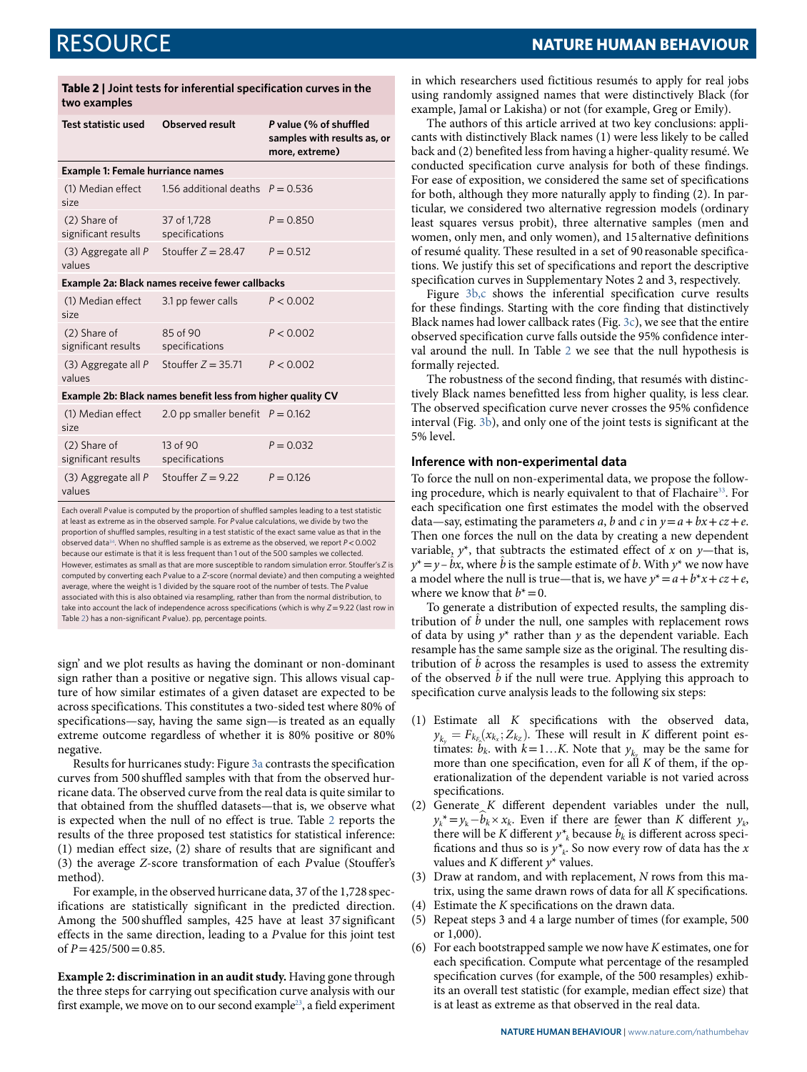**Table 2 | Joint tests for inferential specification curves in the two examples**

| Test statistic used | Observed result | P value (% of shuffled samples with results as, or more, extreme) |
|---|---|---|
| **Example 1: Female hurricane names** | | |
| (1) Median effect size | 1.56 additional deaths | $P = 0.536$ |
| (2) Share of significant results | 37 of 1,728 specifications | $P = 0.850$ |
| (3) Aggregate all P values | Stouffer $Z = 28.47$ | $P = 0.512$ |
| **Example 2a: Black names receive fewer callbacks** | | |
| (1) Median effect size | 3.1 pp fewer calls | $P < 0.002$ |
| (2) Share of significant results | 85 of 90 specifications | $P < 0.002$ |
| (3) Aggregate all P values | Stouffer $Z = 35.71$ | $P < 0.002$ |
| **Example 2b: Black names benefit less from higher quality CV** | | |
| (1) Median effect size | 2.0 pp smaller benefit | $P = 0.162$ |
| (2) Share of significant results | 13 of 90 specifications | $P = 0.032$ |
| (3) Aggregate all P values | Stouffer $Z = 9.22$ | $P = 0.126$ |

Each overall *P* value is computed by the proportion of shuffled samples leading to a test statistic at least as extreme as in the observed sample. For *P* value calculations, we divide by two the proportion of shuffled samples, resulting in a test statistic of the exact same value as that in the observed data[34]. When no shuffled sample is as extreme as the observed, we report $P < 0.002$ because our estimate is that it is less frequent than 1 out of the 500 samples we collected. However, estimates as small as that are more susceptible to random simulation error. Stouffer's *Z* is computed by converting each *P* value to a *Z*-score (normal deviate) and then computing a weighted average, where the weight is 1 divided by the square root of the number of tests. The *P* value associated with this is also obtained via resampling, rather than from the normal distribution, to take into account the lack of independence across specifications (which is why $Z = 9.22$ (last row in Table 2) has a non-significant *P* value). pp, percentage points.

sign' and we plot results as having the dominant or non-dominant sign rather than a positive or negative sign. This allows visual capture of how similar estimates of a given dataset are expected to be across specifications. This constitutes a two-sided test where 80% of specifications—say, having the same sign—is treated as an equally extreme outcome regardless of whether it is 80% positive or 80% negative.

Results for hurricanes study: Figure 3a contrasts the specification curves from 500 shuffled samples with that from the observed hurricane data. The observed curve from the real data is quite similar to that obtained from the shuffled datasets—that is, we observe what is expected when the null of no effect is true. Table 2 reports the results of the three proposed test statistics for statistical inference: (1) median effect size, (2) share of results that are significant and (3) the average *Z*-score transformation of each *P* value (Stouffer's method).

For example, in the observed hurricane data, 37 of the 1,728 specifications are statistically significant in the predicted direction. Among the 500 shuffled samples, 425 have at least 37 significant effects in the same direction, leading to a *P* value for this joint test of $P = 425/500 = 0.85$.

**Example 2: discrimination in an audit study.** Having gone through the three steps for carrying out specification curve analysis with our first example, we move on to our second example[23], a field experiment in which researchers used fictitious resumés to apply for real jobs using randomly assigned names that were distinctively Black (for example, Jamal or Lakisha) or not (for example, Greg or Emily).

The authors of this article arrived at two key conclusions: applicants with distinctively Black names (1) were less likely to be called back and (2) benefited less from having a higher-quality resumé. We conducted specification curve analysis for both of these findings. For ease of exposition, we considered the same set of specifications for both, although they more naturally apply to finding (2). In particular, we considered two alternative regression models (ordinary least squares versus probit), three alternative samples (men and women, only men, and only women), and 15 alternative definitions of resumé quality. These resulted in a set of 90 reasonable specifications. We justify this set of specifications and report the descriptive specification curves in Supplementary Notes 2 and 3, respectively.

Figure 3b,c shows the inferential specification curve results for these findings. Starting with the core finding that distinctively Black names had lower callback rates (Fig. 3c), we see that the entire observed specification curve falls outside the 95% confidence interval around the null. In Table 2 we see that the null hypothesis is formally rejected.

The robustness of the second finding, that resumés with distinctively Black names benefitted less from higher quality, is less clear. The observed specification curve never crosses the 95% confidence interval (Fig. 3b), and only one of the joint tests is significant at the 5% level.

### Inference with non-experimental data

To force the null on non-experimental data, we propose the following procedure, which is nearly equivalent to that of Flachaire[33]. For each specification one first estimates the model with the observed data—say, estimating the parameters *a*, *b* and *c* in $y = a + bx + cz + e$. Then one forces the null on the data by creating a new dependent variable, $y^*$, that subtracts the estimated effect of *x* on *y*—that is, $y^* = y - \hat{b}x$, where $\hat{b}$ is the sample estimate of *b*. With $y^*$ we now have a model where the null is true—that is, we have $y^* = a + b^*x + cz + e$, where we know that $b^* = 0$.

To generate a distribution of expected results, the sampling distribution of $\hat{b}$ under the null, one samples with replacement rows of data by using $y^*$ rather than *y* as the dependent variable. Each resample has the same sample size as the original. The resulting distribution of $\hat{b}$ across the resamples is used to assess the extremity of the observed $\hat{b}$ if the null were true. Applying this approach to specification curve analysis leads to the following six steps:

1. Estimate all *K* specifications with the observed data, $y_{k_y} = F_{k_F}(x_{k_x}; Z_{k_Z})$. These will result in *K* different point estimates: $\hat{b}_k$. with $k = 1 \ldots K$. Note that $y_{k_y}$ may be the same for more than one specification, even for all *K* of them, if the operationalization of the dependent variable is not varied across specifications.
2. Generate *K* different dependent variables under the null, $y_k^* = y_k - \hat{b}_k \times x_k$. Even if there are fewer than *K* different $y_k$, there will be *K* different $y^*_k$ because $\hat{b}_k$ is different across specifications and thus so is $y^*_k$. So now every row of data has the *x* values and *K* different $y^*$ values.
3. Draw at random, and with replacement, *N* rows from this matrix, using the same drawn rows of data for all *K* specifications.
4. Estimate the *K* specifications on the drawn data.
5. Repeat steps 3 and 4 a large number of times (for example, 500 or 1,000).
6. For each bootstrapped sample we now have *K* estimates, one for each specification. Compute what percentage of the resampled specification curves (for example, of the 500 resamples) exhibits an overall test statistic (for example, median effect size) that is at least as extreme as that observed in the real data.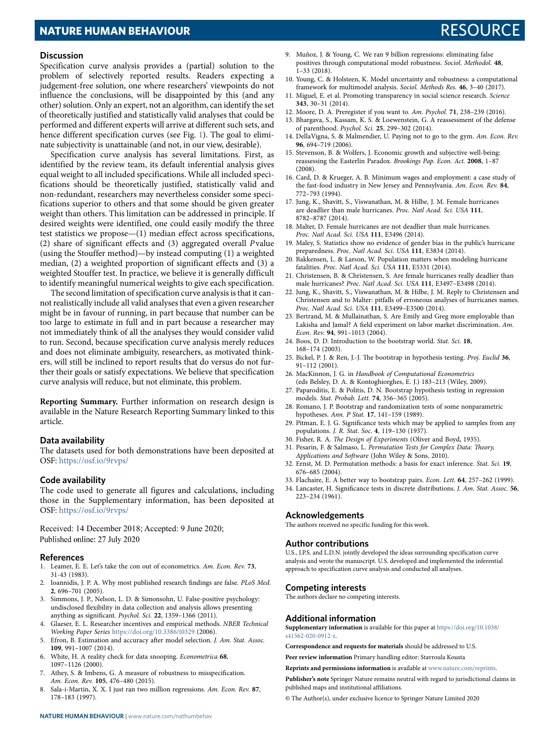## Discussion

Specification curve analysis provides a (partial) solution to the problem of selectively reported results. Readers expecting a judgement-free solution, one where researchers' viewpoints do not influence the conclusions, will be disappointed by this (and any other) solution. Only an expert, not an algorithm, can identify the set of theoretically justified and statistically valid analyses that could be performed and different experts will arrive at different such sets, and hence different specification curves (see Fig. 1). The goal to eliminate subjectivity is unattainable (and not, in our view, desirable).

Specification curve analysis has several limitations. First, as identified by the review team, its default inferential analysis gives equal weight to all included specifications. While all included specifications should be theoretically justified, statistically valid and non-redundant, researchers may nevertheless consider some specifications superior to others and that some should be given greater weight than others. This limitation can be addressed in principle. If desired weights were identified, one could easily modify the three test statistics we propose—(1) median effect across specifications, (2) share of significant effects and (3) aggregated overall *P* value (using the Stouffer method)—by instead computing (1) a weighted median, (2) a weighted proportion of significant effects and (3) a weighted Stouffer test. In practice, we believe it is generally difficult to identify meaningful numerical weights to give each specification.

The second limitation of specification curve analysis is that it cannot realistically include all valid analyses that even a given researcher might be in favour of running, in part because that number can be too large to estimate in full and in part because a researcher may not immediately think of all the analyses they would consider valid to run. Second, because specification curve analysis merely reduces and does not eliminate ambiguity, researchers, as motivated thinkers, will still be inclined to report results that do versus do not further their goals or satisfy expectations. We believe that specification curve analysis will reduce, but not eliminate, this problem.

**Reporting Summary.** Further information on research design is available in the Nature Research Reporting Summary linked to this article.

## Data availability

The datasets used for both demonstrations have been deposited at OSF: https://osf.io/9rvps/

## Code availability

The code used to generate all figures and calculations, including those in the Supplementary information, has been deposited at OSF: https://osf.io/9rvps/

Received: 14 December 2018; Accepted: 9 June 2020;
Published online: 27 July 2020

## References

1. Leamer, E. E. Let's take the con out of econometrics. *Am. Econ. Rev.* **73**, 31-43 (1983).
2. Ioannidis, J. P. A. Why most published research findings are false. *PLoS Med.* **2**, 696–701 (2005).
3. Simmons, J. P., Nelson, L. D. & Simonsohn, U. False-positive psychology: undisclosed flexibility in data collection and analysis allows presenting anything as significant. *Psychol. Sci.* **22**, 1359–1366 (2011).
4. Glaeser, E. L. Researcher incentives and empirical methods. *NBER Technical Working Paper Series* https://doi.org/10.3386/t0329 (2006).
5. Efron, B. Estimation and accuracy after model selection. *J. Am. Stat. Assoc.* **109**, 991–1007 (2014).
6. White, H. A reality check for data snooping. *Econometrica* **68**, 1097–1126 (2000).
7. Athey, S. & Imbens, G. A measure of robustness to misspecification. *Am. Econ. Rev.* **105**, 476–480 (2015).
8. Sala-i-Martin, X. X. I just ran two million regressions. *Am. Econ. Rev.* **87**, 178–183 (1997).
9. Muñoz, J. & Young, C. We ran 9 billion regressions: eliminating false positives through computational model robustness. *Sociol. Methodol.* **48**, 1–33 (2018).
10. Young, C. & Holsteen, K. Model uncertainty and robustness: a computational framework for multimodel analysis. *Sociol. Methods Res.* **46**, 3–40 (2017).
11. Miguel, E. et al. Promoting transparency in social science research. *Science* **343**, 30–31 (2014).
12. Moore, D. A. Preregister if you want to. *Am. Psychol.* **71**, 238–239 (2016).
13. Bhargava, S., Kassam, K. S. & Loewenstein, G. A reassessment of the defense of parenthood. *Psychol. Sci.* **25**, 299–302 (2014).
14. DellaVigna, S. & Malmendier, U. Paying not to go to the gym. *Am. Econ. Rev.* **96**, 694–719 (2006).
15. Stevenson, B. & Wolfers, J. Economic growth and subjective well-being: reassessing the Easterlin Paradox. *Brookings Pap. Econ. Act.* **2008**, 1–87 (2008).
16. Card, D. & Krueger, A. B. Minimum wages and employment: a case study of the fast-food industry in New Jersey and Pennsylvania. *Am. Econ. Rev.* **84**, 772–793 (1994).
17. Jung, K., Shavitt, S., Viswanathan, M. & Hilbe, J. M. Female hurricanes are deadlier than male hurricanes. *Proc. Natl Acad. Sci. USA* **111**, 8782–8787 (2014).
18. Malter, D. Female hurricanes are not deadlier than male hurricanes. *Proc. Natl Acad. Sci. USA* **111**, E3496 (2014).
19. Maley, S. Statistics show no evidence of gender bias in the public's hurricane preparedness. *Proc. Natl Acad. Sci. USA* **111**, E3834 (2014).
20. Bakkensen, L. & Larson, W. Population matters when modeling hurricane fatalities. *Proc. Natl Acad. Sci. USA* **111**, E5331 (2014).
21. Christensen, B. & Christensen, S. Are female hurricanes really deadlier than male hurricanes? *Proc. Natl Acad. Sci. USA* **111**, E3497–E3498 (2014).
22. Jung, K., Shavitt, S., Viswanathan, M. & Hilbe, J. M. Reply to Christensen and Christensen and to Malter: pitfalls of erroneous analyses of hurricanes names. *Proc. Natl Acad. Sci. USA* **111**, E3499–E3500 (2014).
23. Bertrand, M. & Mullainathan, S. Are Emily and Greg more employable than Lakisha and Jamal? A field experiment on labor market discrimination. *Am. Econ. Rev.* **94**, 991–1013 (2004).
24. Boos, D. D. Introduction to the bootstrap world. *Stat. Sci.* **18**, 168–174 (2003).
25. Bickel, P. J. & Ren, J.-J. The bootstrap in hypothesis testing. *Proj. Euclid* **36**, 91–112 (2001).
26. MacKinnon, J. G. in *Handbook of Computational Econometrics* (eds Belsley, D. A. & Kontoghiorghes, E. J.) 183–213 (Wiley, 2009).
27. Paparoditis, E. & Politis, D. N. Bootstrap hypothesis testing in regression models. *Stat. Probab. Lett.* **74**, 356–365 (2005).
28. Romano, J. P. Bootstrap and randomization tests of some nonparametric hypotheses. *Ann. P Stat.* **17**, 141–159 (1989).
29. Pitman, E. J. G. Significance tests which may be applied to samples from any populations. *J. R. Stat. Soc.* **4**, 119–130 (1937).
30. Fisher, R. A. *The Design of Experiments* (Oliver and Boyd, 1935).
31. Pesarin, F. & Salmaso, L. *Permutation Tests for Complex Data: Theory, Applications and Software* (John Wiley & Sons, 2010).
32. Ernst, M. D. Permutation methods: a basis for exact inference. *Stat. Sci.* **19**, 676–685 (2004).
33. Flachaire, E. A better way to bootstrap pairs. *Econ. Lett.* **64**, 257–262 (1999).
34. Lancaster, H. Significance tests in discrete distributions. *J. Am. Stat. Assoc.* **56**, 223–234 (1961).

## Acknowledgements

The authors received no specific funding for this work.

## Author contributions

U.S., J.P.S. and L.D.N. jointly developed the ideas surrounding specification curve analysis and wrote the manuscript. U.S. developed and implemented the inferential approach to specification curve analysis and conducted all analyses.

## Competing interests

The authors declare no competing interests.

## Additional information

**Supplementary information** is available for this paper at https://doi.org/10.1038/s41562-020-0912-z.

**Correspondence and requests for materials** should be addressed to U.S.

**Peer review information** Primary handling editor: Stavroula Kousta

**Reprints and permissions information** is available at www.nature.com/reprints.

**Publisher's note** Springer Nature remains neutral with regard to jurisdictional claims in published maps and institutional affiliations.

© The Author(s), under exclusive licence to Springer Nature Limited 2020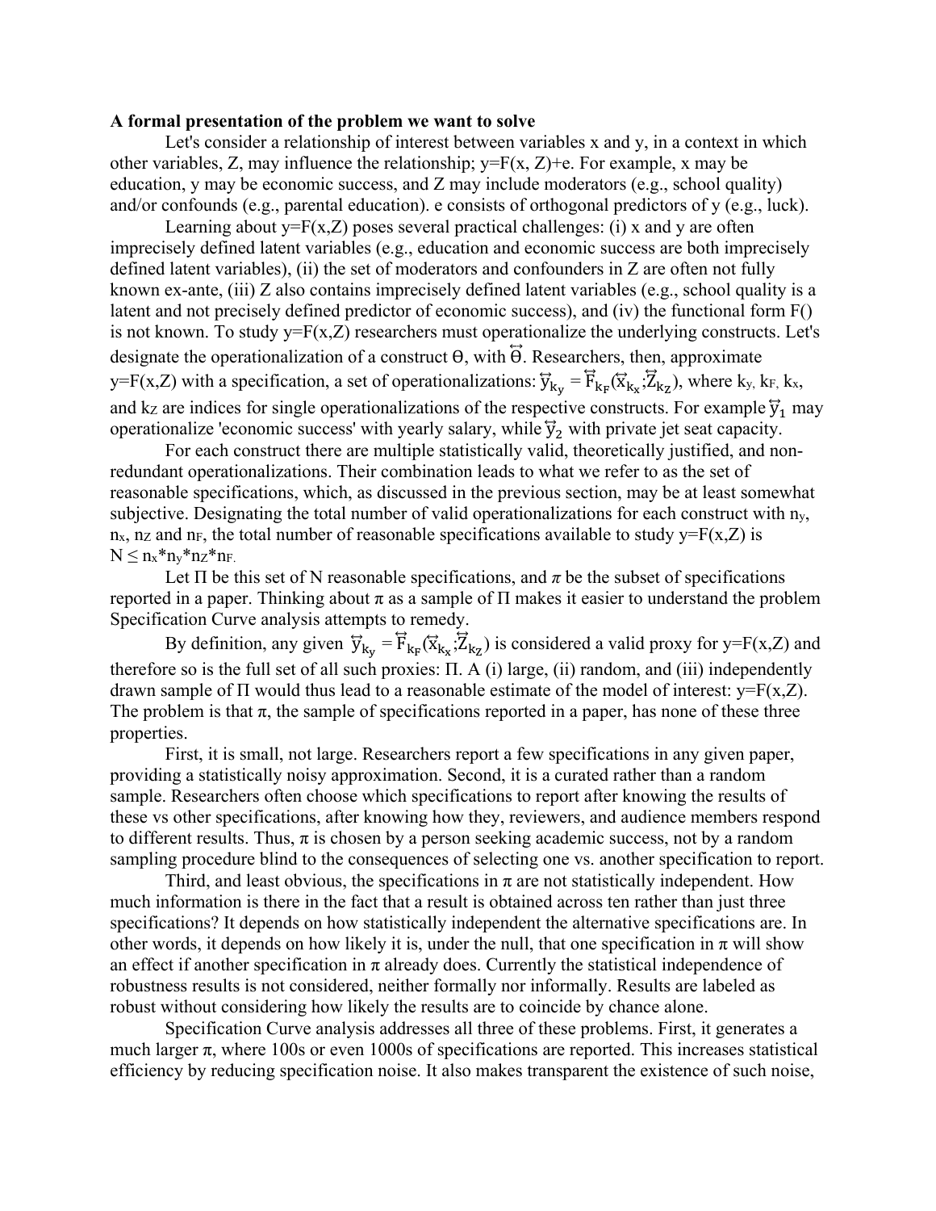**A formal presentation of the problem we want to solve**

Let's consider a relationship of interest between variables x and y, in a context in which other variables, Z, may influence the relationship; y=F(x, Z)+e. For example, x may be education, y may be economic success, and Z may include moderators (e.g., school quality) and/or confounds (e.g., parental education). e consists of orthogonal predictors of y (e.g., luck).

Learning about y=F(x,Z) poses several practical challenges: (i) x and y are often imprecisely defined latent variables (e.g., education and economic success are both imprecisely defined latent variables), (ii) the set of moderators and confounders in Z are often not fully known ex-ante, (iii) Z also contains imprecisely defined latent variables (e.g., school quality is a latent and not precisely defined predictor of economic success), and (iv) the functional form F() is not known. To study y=F(x,Z) researchers must operationalize the underlying constructs. Let's designate the operationalization of a construct Θ, with $\overleftrightarrow{\Theta}$. Researchers, then, approximate y=F(x,Z) with a specification, a set of operationalizations: $\overleftrightarrow{y}_{k_y} = \overleftrightarrow{F}_{k_F}(\overleftrightarrow{x}_{k_x};\overleftrightarrow{Z}_{k_Z})$, where $k_y$, $k_F$, $k_x$, and $k_Z$ are indices for single operationalizations of the respective constructs. For example $\overleftrightarrow{y}_1$ may operationalize 'economic success' with yearly salary, while $\overleftrightarrow{y}_2$ with private jet seat capacity.

For each construct there are multiple statistically valid, theoretically justified, and non-redundant operationalizations. Their combination leads to what we refer to as the set of reasonable specifications, which, as discussed in the previous section, may be at least somewhat subjective. Designating the total number of valid operationalizations for each construct with $n_y$, $n_x$, $n_Z$ and $n_F$, the total number of reasonable specifications available to study y=F(x,Z) is $N \leq n_x * n_y * n_Z * n_F$.

Let Π be this set of N reasonable specifications, and *π* be the subset of specifications reported in a paper. Thinking about π as a sample of Π makes it easier to understand the problem Specification Curve analysis attempts to remedy.

By definition, any given $\overleftrightarrow{y}_{k_y} = \overleftrightarrow{F}_{k_F}(\overleftrightarrow{x}_{k_x};\overleftrightarrow{Z}_{k_Z})$ is considered a valid proxy for y=F(x,Z) and therefore so is the full set of all such proxies: Π. A (i) large, (ii) random, and (iii) independently drawn sample of Π would thus lead to a reasonable estimate of the model of interest: y=F(x,Z). The problem is that π, the sample of specifications reported in a paper, has none of these three properties.

First, it is small, not large. Researchers report a few specifications in any given paper, providing a statistically noisy approximation. Second, it is a curated rather than a random sample. Researchers often choose which specifications to report after knowing the results of these vs other specifications, after knowing how they, reviewers, and audience members respond to different results. Thus, π is chosen by a person seeking academic success, not by a random sampling procedure blind to the consequences of selecting one vs. another specification to report.

Third, and least obvious, the specifications in π are not statistically independent. How much information is there in the fact that a result is obtained across ten rather than just three specifications? It depends on how statistically independent the alternative specifications are. In other words, it depends on how likely it is, under the null, that one specification in π will show an effect if another specification in π already does. Currently the statistical independence of robustness results is not considered, neither formally nor informally. Results are labeled as robust without considering how likely the results are to coincide by chance alone.

Specification Curve analysis addresses all three of these problems. First, it generates a much larger π, where 100s or even 1000s of specifications are reported. This increases statistical efficiency by reducing specification noise. It also makes transparent the existence of such noise,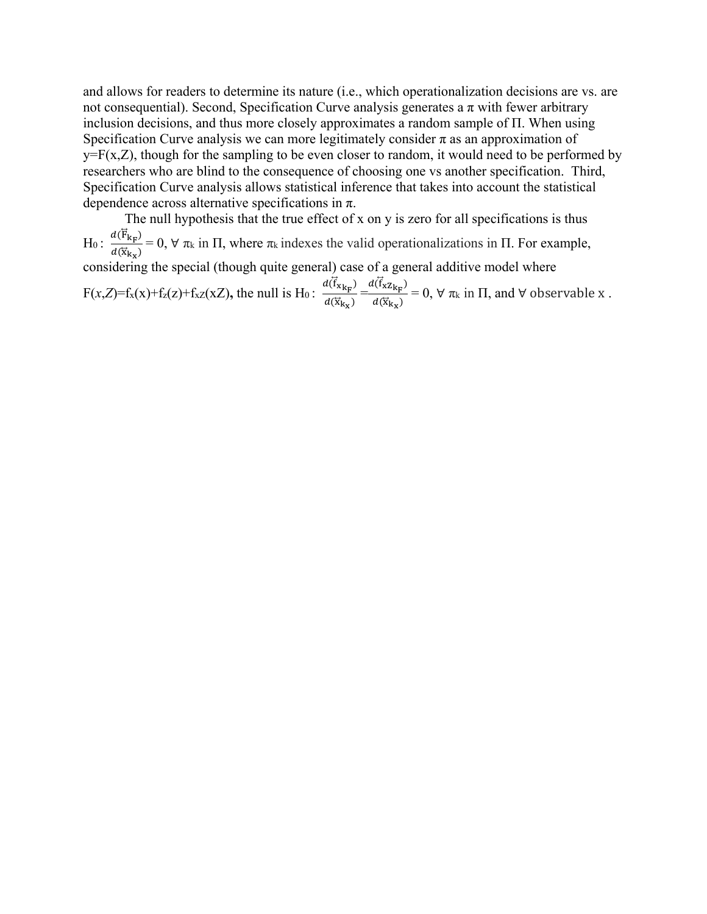and allows for readers to determine its nature (i.e., which operationalization decisions are vs. are not consequential). Second, Specification Curve analysis generates a $\pi$ with fewer arbitrary inclusion decisions, and thus more closely approximates a random sample of $\Pi$. When using Specification Curve analysis we can more legitimately consider $\pi$ as an approximation of $y=F(x,Z)$, though for the sampling to be even closer to random, it would need to be performed by researchers who are blind to the consequence of choosing one vs another specification. Third, Specification Curve analysis allows statistical inference that takes into account the statistical dependence across alternative specifications in $\pi$.

The null hypothesis that the true effect of x on y is zero for all specifications is thus $H_0: \frac{d(\overleftrightarrow{F}_{k_F})}{d(\vec{x}_{k_x})} = 0, \forall\ \pi_k$ in $\Pi$, where $\pi_k$ indexes the valid operationalizations in $\Pi$. For example, considering the special (though quite general) case of a general additive model where $F(x,Z)=f_x(x)+f_z(z)+f_{xZ}(xZ)$, the null is $H_0: \frac{d(\overleftrightarrow{f}_{x k_F})}{d(\vec{x}_{k_x})} = \frac{d(\overleftrightarrow{f}_{xZ k_F})}{d(\vec{x}_{k_x})} = 0, \forall\ \pi_k$ in $\Pi$, and $\forall$ observable x .